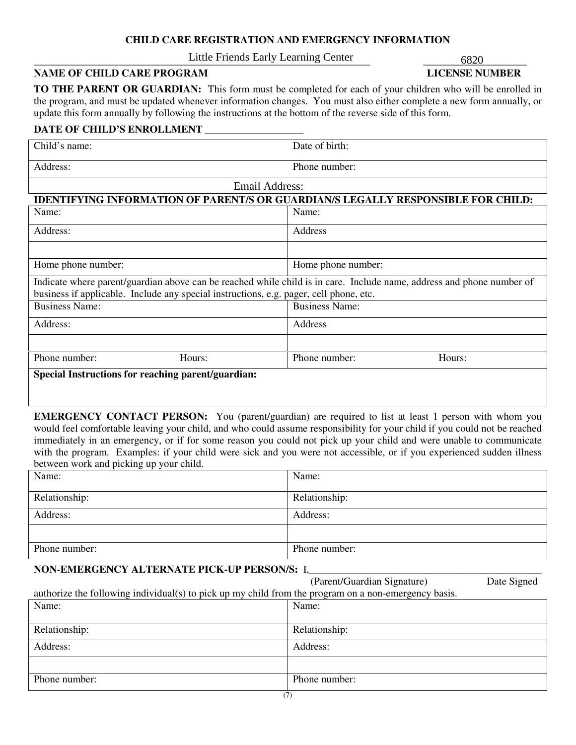# CHILD CARE REGISTRATION AND EMERGENCY INFORMATION

Little Friends Early Learning Center — **NAME OF CHILD CARE PROGRAM**

6820 — **LICENSE NUMBER**

**TO THE PARENT OR GUARDIAN:** This form must be completed for each of your children who will be enrolled in the program, and must be updated whenever information changes. You must also either complete a new form annually, or update this form annually by following the instructions at the bottom of the reverse side of this form.

**DATE OF CHILD'S ENROLLMENT** ___________________

| Child's name: | Date of birth: |
|---|---|
| Address: | Phone number: |
| Email Address: | |

**IDENTIFYING INFORMATION OF PARENT/S OR GUARDIAN/S LEGALLY RESPONSIBLE FOR CHILD:**

| Name: | Name: |
|---|---|
| Address: | Address |
| | |
| Home phone number: | Home phone number: |

Indicate where parent/guardian above can be reached while child is in care. Include name, address and phone number of business if applicable. Include any special instructions, e.g. pager, cell phone, etc.

| Business Name: | Business Name: |
|---|---|
| Address: | Address |
| | |
| Phone number: Hours: | Phone number: Hours: |

**Special Instructions for reaching parent/guardian:**

**EMERGENCY CONTACT PERSON:** You (parent/guardian) are required to list at least 1 person with whom you would feel comfortable leaving your child, and who could assume responsibility for your child if you could not be reached immediately in an emergency, or if for some reason you could not pick up your child and were unable to communicate with the program. Examples: if your child were sick and you were not accessible, or if you experienced sudden illness between work and picking up your child.

| Name: | Name: |
|---|---|
| Relationship: | Relationship: |
| Address: | Address: |
| | |
| Phone number: | Phone number: |

**NON-EMERGENCY ALTERNATE PICK-UP PERSON/S:** I,_______________________________________________
(Parent/Guardian Signature) Date Signed

authorize the following individual(s) to pick up my child from the program on a non-emergency basis.

| Name: | Name: |
|---|---|
| Relationship: | Relationship: |
| Address: | Address: |
| | |
| Phone number: | Phone number: |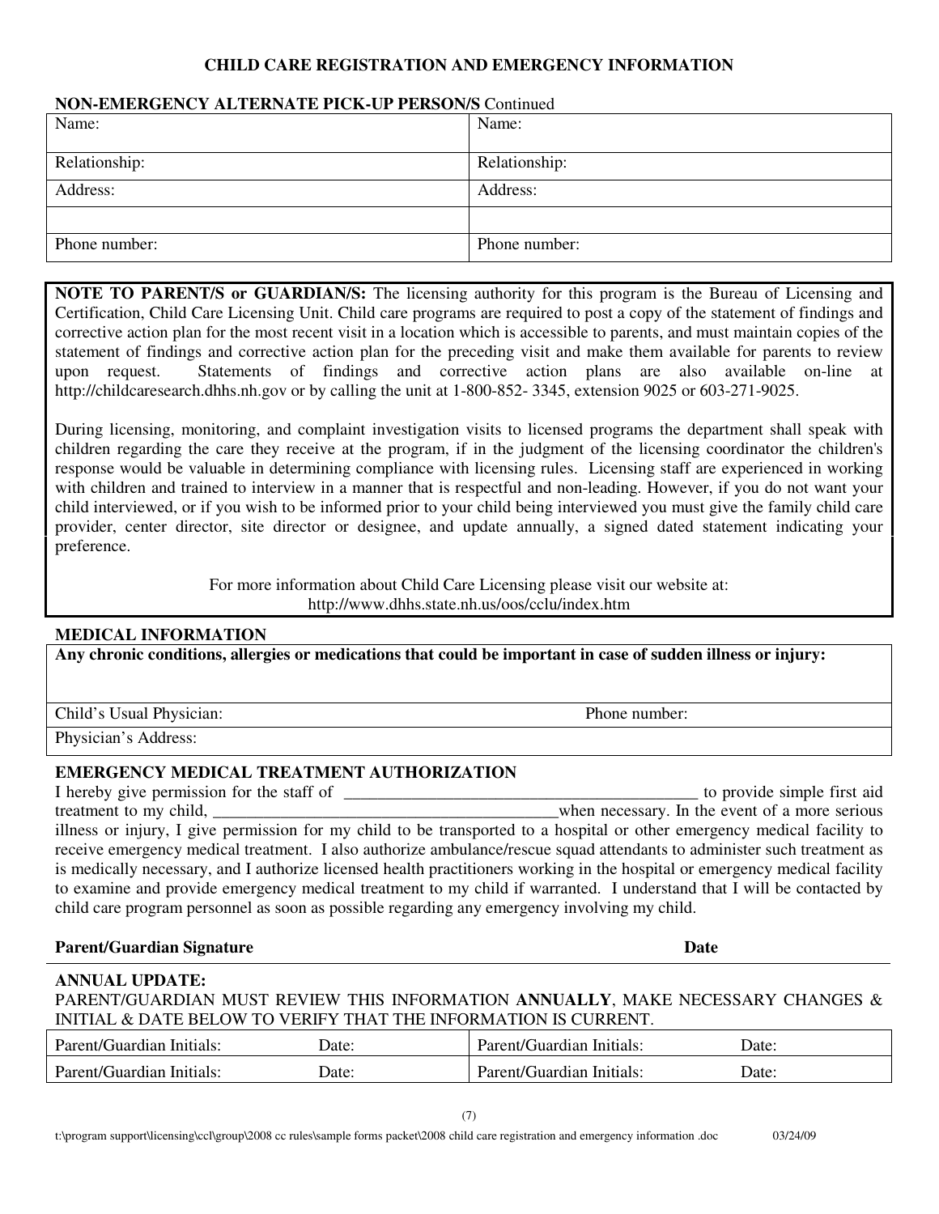# CHILD CARE REGISTRATION AND EMERGENCY INFORMATION

**NON-EMERGENCY ALTERNATE PICK-UP PERSON/S** Continued

| | |
|---|---|
| Name: | Name: |
| Relationship: | Relationship: |
| Address: | Address: |
| | |
| Phone number: | Phone number: |

**NOTE TO PARENT/S or GUARDIAN/S:** The licensing authority for this program is the Bureau of Licensing and Certification, Child Care Licensing Unit. Child care programs are required to post a copy of the statement of findings and corrective action plan for the most recent visit in a location which is accessible to parents, and must maintain copies of the statement of findings and corrective action plan for the preceding visit and make them available for parents to review upon request. Statements of findings and corrective action plans are also available on-line at http://childcaresearch.dhhs.nh.gov or by calling the unit at 1-800-852- 3345, extension 9025 or 603-271-9025.

During licensing, monitoring, and complaint investigation visits to licensed programs the department shall speak with children regarding the care they receive at the program, if in the judgment of the licensing coordinator the children's response would be valuable in determining compliance with licensing rules. Licensing staff are experienced in working with children and trained to interview in a manner that is respectful and non-leading. However, if you do not want your child interviewed, or if you wish to be informed prior to your child being interviewed you must give the family child care provider, center director, site director or designee, and update annually, a signed dated statement indicating your preference.

For more information about Child Care Licensing please visit our website at:
http://www.dhhs.state.nh.us/oos/cclu/index.htm

## MEDICAL INFORMATION

| | |
|---|---|
| **Any chronic conditions, allergies or medications that could be important in case of sudden illness or injury:** | |
| Child's Usual Physician: | Phone number: |
| Physician's Address: | |

## EMERGENCY MEDICAL TREATMENT AUTHORIZATION

I hereby give permission for the staff of ___________________________________________ to provide simple first aid treatment to my child, __________________________________________when necessary. In the event of a more serious illness or injury, I give permission for my child to be transported to a hospital or other emergency medical facility to receive emergency medical treatment. I also authorize ambulance/rescue squad attendants to administer such treatment as is medically necessary, and I authorize licensed health practitioners working in the hospital or emergency medical facility to examine and provide emergency medical treatment to my child if warranted. I understand that I will be contacted by child care program personnel as soon as possible regarding any emergency involving my child.

**Parent/Guardian Signature** **Date**

**ANNUAL UPDATE:**

PARENT/GUARDIAN MUST REVIEW THIS INFORMATION **ANNUALLY**, MAKE NECESSARY CHANGES & INITIAL & DATE BELOW TO VERIFY THAT THE INFORMATION IS CURRENT.

| | | | |
|---|---|---|---|
| Parent/Guardian Initials: | Date: | Parent/Guardian Initials: | Date: |
| Parent/Guardian Initials: | Date: | Parent/Guardian Initials: | Date: |

t:\program support\licensing\ccl\group\2008 cc rules\sample forms packet\2008 child care registration and emergency information .doc 03/24/09